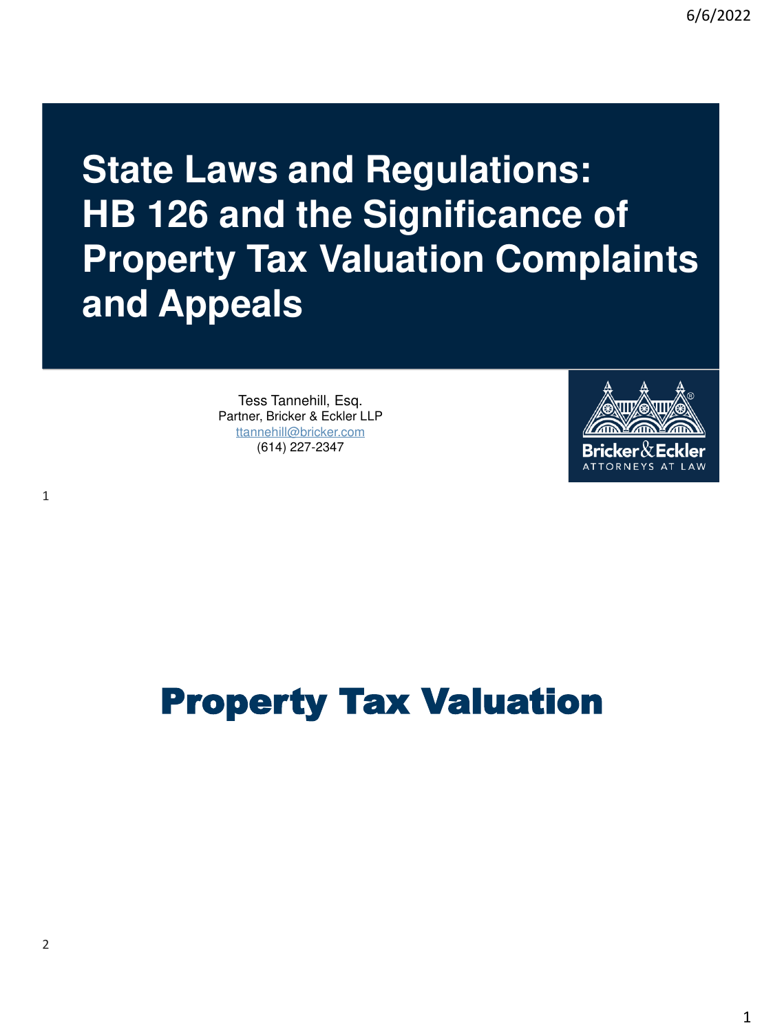# State Laws and Regulations: HB 126 and the Significance of Property Tax Valuation Complaints and Appeals

Tess Tannehill, Esq.
Partner, Bricker & Eckler LLP
ttannehill@bricker.com
(614) 227-2347

Bricker & Eckler
ATTORNEYS AT LAW

# Property Tax Valuation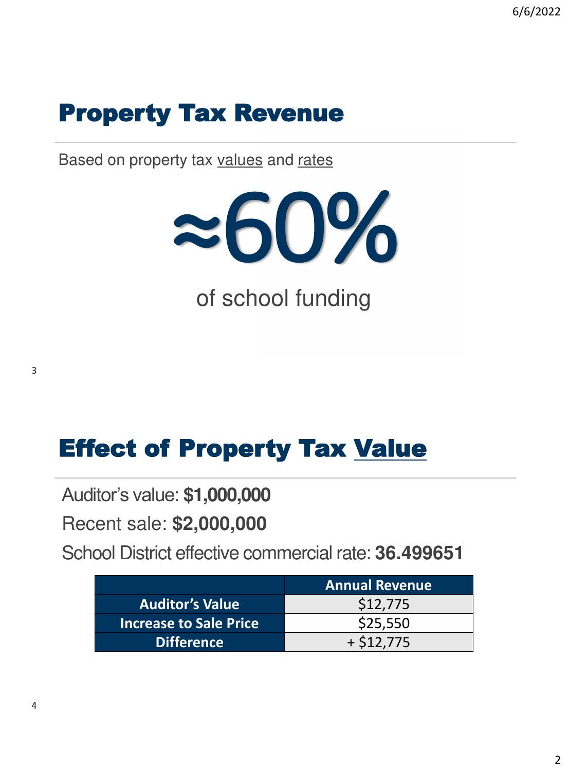# Property Tax Revenue

Based on property tax values and rates

≈60%

of school funding

# Effect of Property Tax Value

Auditor's value: **$1,000,000**

Recent sale: **$2,000,000**

School District effective commercial rate: **36.499651**

| | Annual Revenue |
|---|---|
| Auditor's Value | $12,775 |
| Increase to Sale Price | $25,550 |
| Difference | + $12,775 |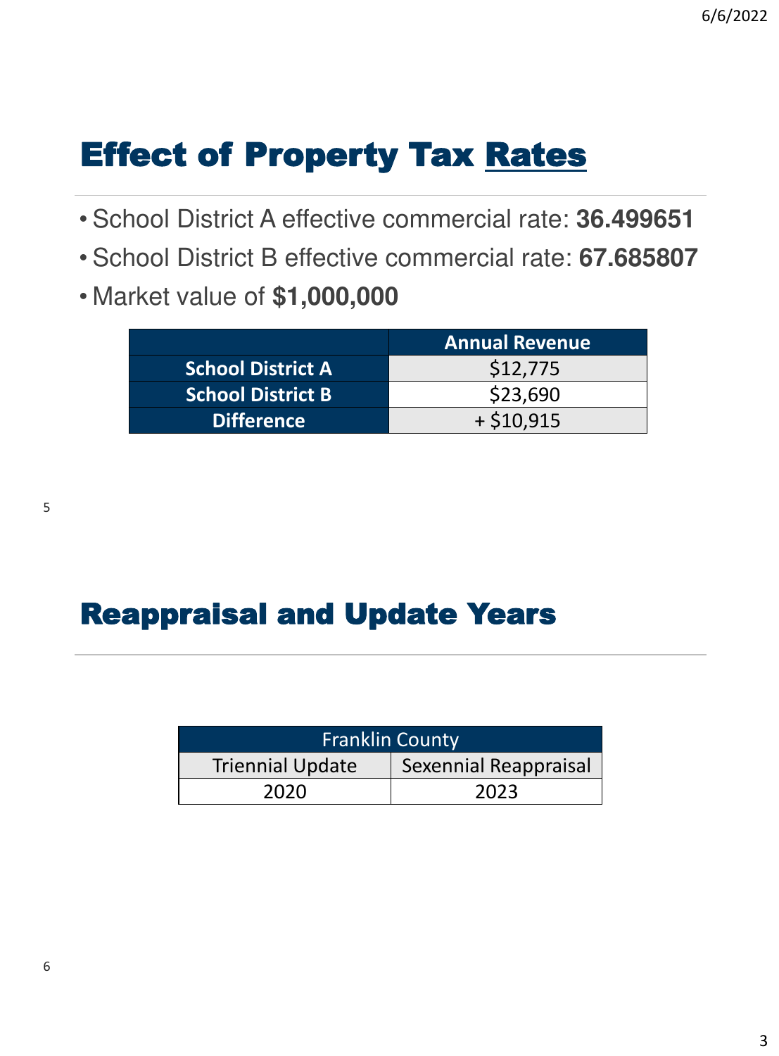# Effect of Property Tax Rates

- School District A effective commercial rate: **36.499651**
- School District B effective commercial rate: **67.685807**
- Market value of **$1,000,000**

| | Annual Revenue |
|---|---|
| **School District A** | $12,775 |
| **School District B** | $23,690 |
| **Difference** | + $10,915 |

# Reappraisal and Update Years

| Franklin County | |
|---|---|
| Triennial Update | Sexennial Reappraisal |
| 2020 | 2023 |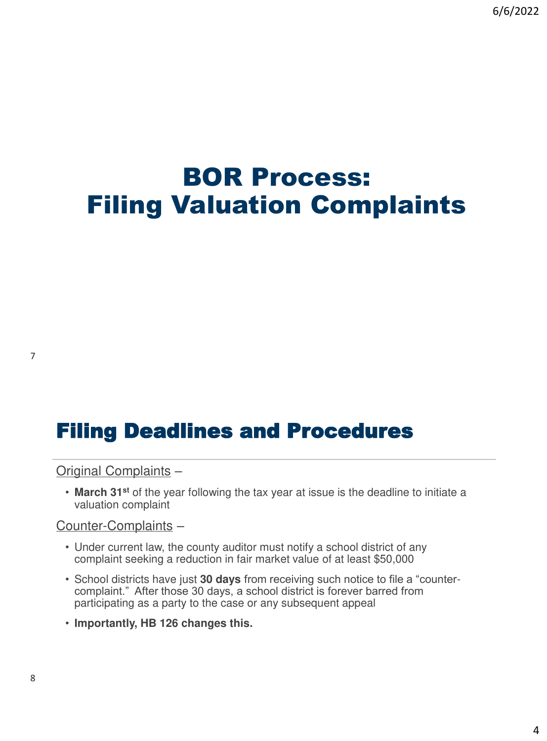# BOR Process: Filing Valuation Complaints

## Filing Deadlines and Procedures

Original Complaints –

- **March 31st** of the year following the tax year at issue is the deadline to initiate a valuation complaint

Counter-Complaints –

- Under current law, the county auditor must notify a school district of any complaint seeking a reduction in fair market value of at least $50,000
- School districts have just **30 days** from receiving such notice to file a "counter-complaint." After those 30 days, a school district is forever barred from participating as a party to the case or any subsequent appeal
- **Importantly, HB 126 changes this.**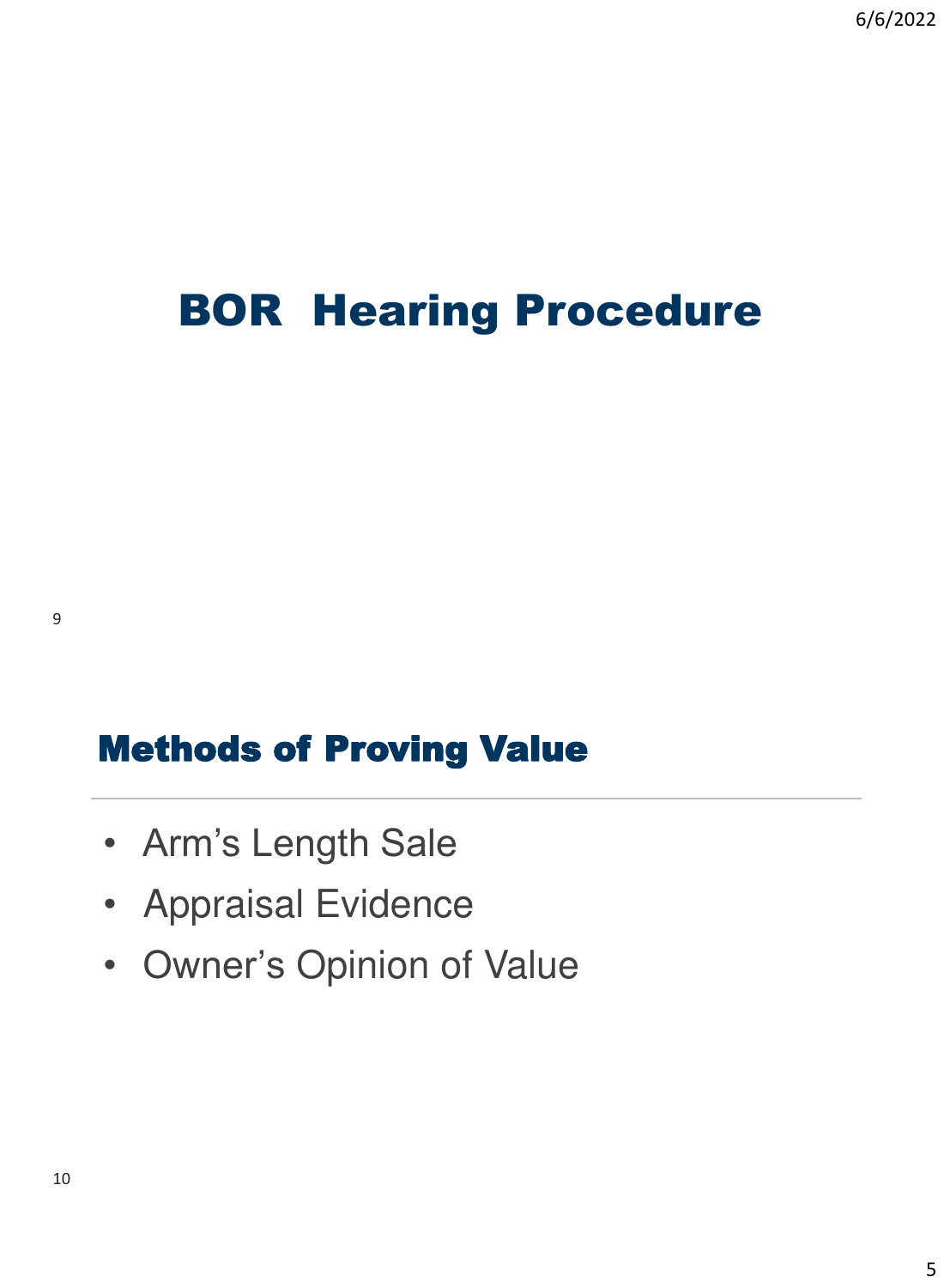# BOR Hearing Procedure

## Methods of Proving Value

- Arm's Length Sale
- Appraisal Evidence
- Owner's Opinion of Value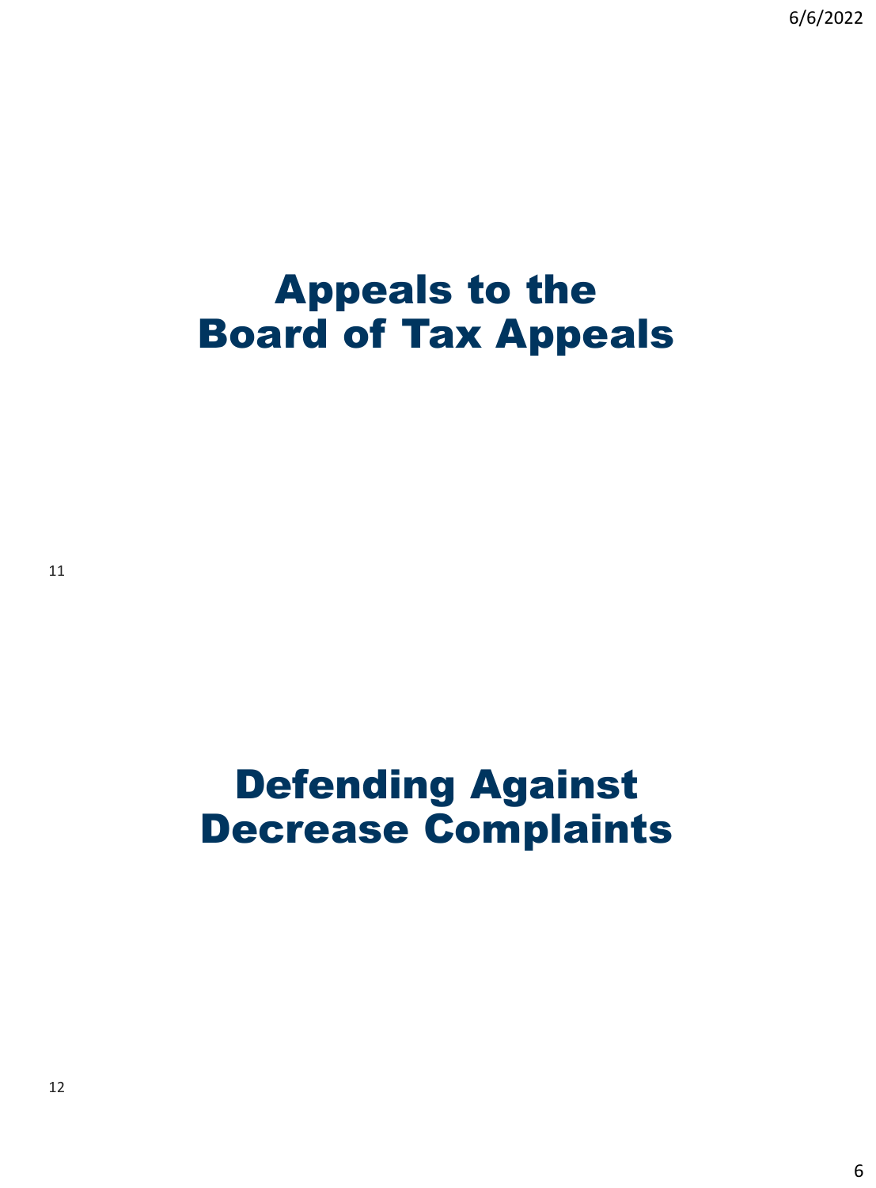# Appeals to the Board of Tax Appeals

# Defending Against Decrease Complaints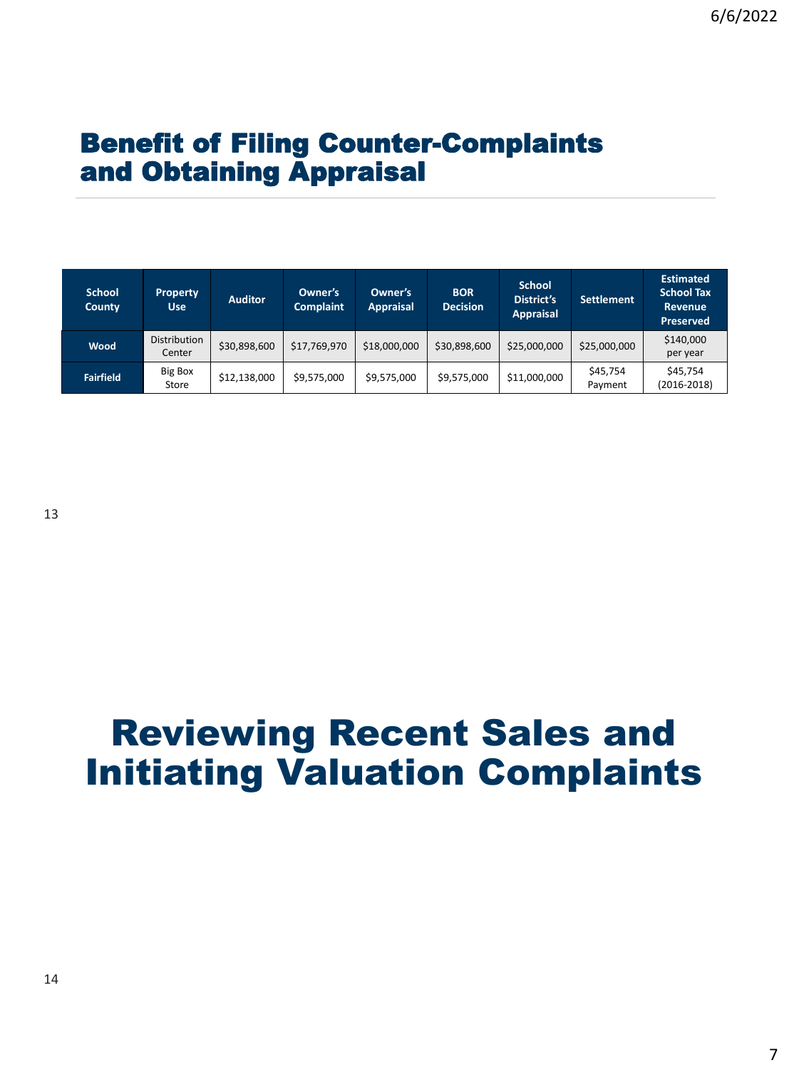## Benefit of Filing Counter-Complaints and Obtaining Appraisal

| School County | Property Use | Auditor | Owner's Complaint | Owner's Appraisal | BOR Decision | School District's Appraisal | Settlement | Estimated School Tax Revenue Preserved |
|---|---|---|---|---|---|---|---|---|
| Wood | Distribution Center | $30,898,600 | $17,769,970 | $18,000,000 | $30,898,600 | $25,000,000 | $25,000,000 | $140,000 per year |
| Fairfield | Big Box Store | $12,138,000 | $9,575,000 | $9,575,000 | $9,575,000 | $11,000,000 | $45,754 Payment | $45,754 (2016-2018) |

# Reviewing Recent Sales and Initiating Valuation Complaints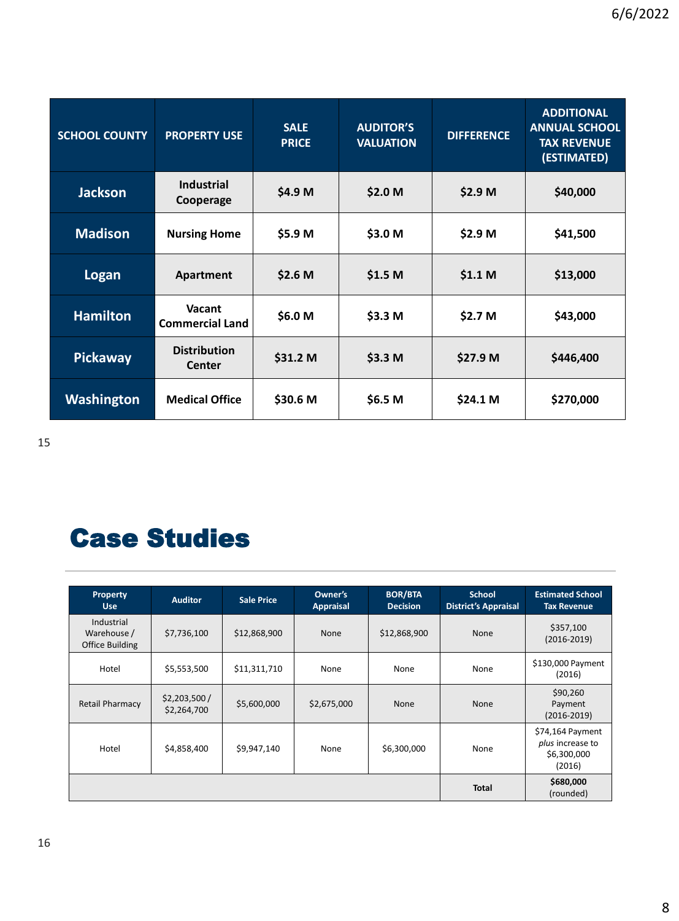| SCHOOL COUNTY | PROPERTY USE | SALE PRICE | AUDITOR'S VALUATION | DIFFERENCE | ADDITIONAL ANNUAL SCHOOL TAX REVENUE (ESTIMATED) |
|---|---|---|---|---|---|
| **Jackson** | Industrial Cooperage | $4.9 M | $2.0 M | $2.9 M | $40,000 |
| **Madison** | Nursing Home | $5.9 M | $3.0 M | $2.9 M | $41,500 |
| **Logan** | Apartment | $2.6 M | $1.5 M | $1.1 M | $13,000 |
| **Hamilton** | Vacant Commercial Land | $6.0 M | $3.3 M | $2.7 M | $43,000 |
| **Pickaway** | Distribution Center | $31.2 M | $3.3 M | $27.9 M | $446,400 |
| **Washington** | Medical Office | $30.6 M | $6.5 M | $24.1 M | $270,000 |

# Case Studies

| Property Use | Auditor | Sale Price | Owner's Appraisal | BOR/BTA Decision | School District's Appraisal | Estimated School Tax Revenue |
|---|---|---|---|---|---|---|
| Industrial Warehouse / Office Building | $7,736,100 | $12,868,900 | None | $12,868,900 | None | $357,100 (2016-2019) |
| Hotel | $5,553,500 | $11,311,710 | None | None | None | $130,000 Payment (2016) |
| Retail Pharmacy | $2,203,500 / $2,264,700 | $5,600,000 | $2,675,000 | None | None | $90,260 Payment (2016-2019) |
| Hotel | $4,858,400 | $9,947,140 | None | $6,300,000 | None | $74,164 Payment *plus* increase to $6,300,000 (2016) |
| | | | | | **Total** | **$680,000** (rounded) |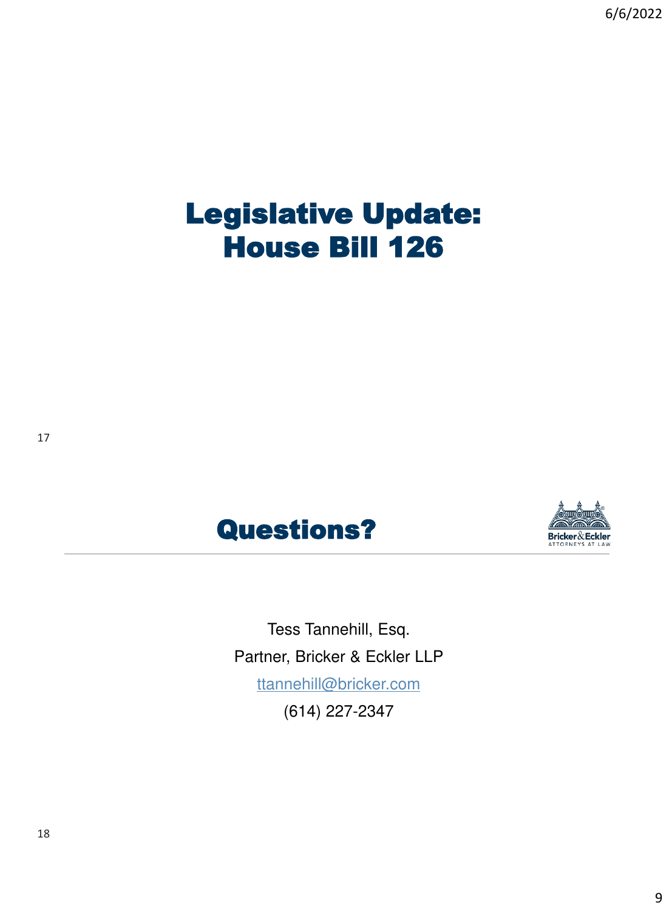# Legislative Update: House Bill 126

# Questions?

Tess Tannehill, Esq.

Partner, Bricker & Eckler LLP

ttannehill@bricker.com

(614) 227-2347